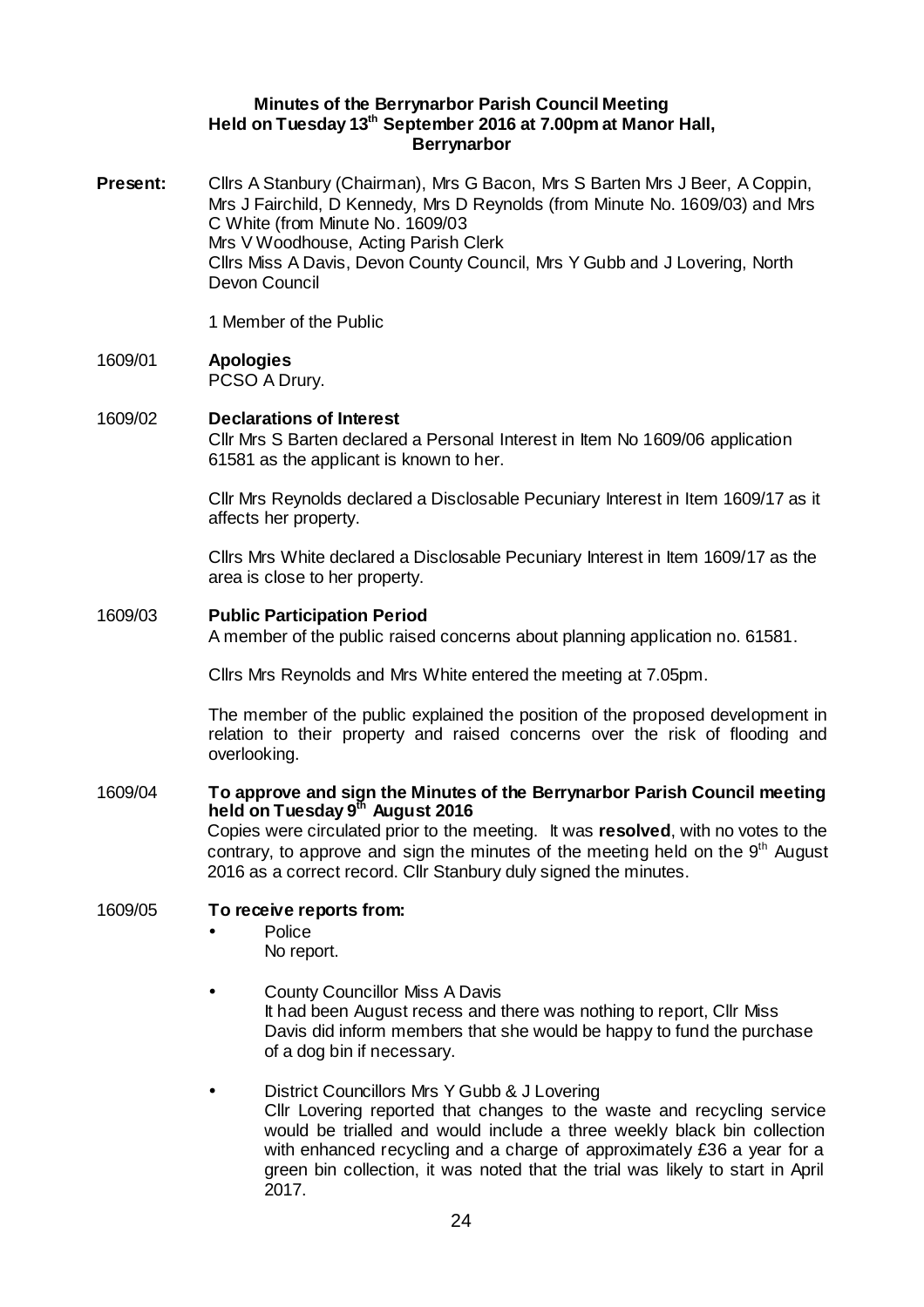**Minutes of the Berrynarbor Parish Council Meeting**
**Held on Tuesday 13th September 2016 at 7.00pm at Manor Hall, Berrynarbor**

**Present:** Cllrs A Stanbury (Chairman), Mrs G Bacon, Mrs S Barten Mrs J Beer, A Coppin, Mrs J Fairchild, D Kennedy, Mrs D Reynolds (from Minute No. 1609/03) and Mrs C White (from Minute No. 1609/03
Mrs V Woodhouse, Acting Parish Clerk
Cllrs Miss A Davis, Devon County Council, Mrs Y Gubb and J Lovering, North Devon Council

1 Member of the Public

1609/01 **Apologies**
PCSO A Drury.

1609/02 **Declarations of Interest**
Cllr Mrs S Barten declared a Personal Interest in Item No 1609/06 application 61581 as the applicant is known to her.

Cllr Mrs Reynolds declared a Disclosable Pecuniary Interest in Item 1609/17 as it affects her property.

Cllrs Mrs White declared a Disclosable Pecuniary Interest in Item 1609/17 as the area is close to her property.

1609/03 **Public Participation Period**
A member of the public raised concerns about planning application no. 61581.

Cllrs Mrs Reynolds and Mrs White entered the meeting at 7.05pm.

The member of the public explained the position of the proposed development in relation to their property and raised concerns over the risk of flooding and overlooking.

1609/04 **To approve and sign the Minutes of the Berrynarbor Parish Council meeting held on Tuesday 9th August 2016**
Copies were circulated prior to the meeting. It was **resolved**, with no votes to the contrary, to approve and sign the minutes of the meeting held on the 9th August 2016 as a correct record. Cllr Stanbury duly signed the minutes.

1609/05 **To receive reports from:**

- Police
  No report.

- County Councillor Miss A Davis
  It had been August recess and there was nothing to report, Cllr Miss Davis did inform members that she would be happy to fund the purchase of a dog bin if necessary.

- District Councillors Mrs Y Gubb & J Lovering
  Cllr Lovering reported that changes to the waste and recycling service would be trialled and would include a three weekly black bin collection with enhanced recycling and a charge of approximately £36 a year for a green bin collection, it was noted that the trial was likely to start in April 2017.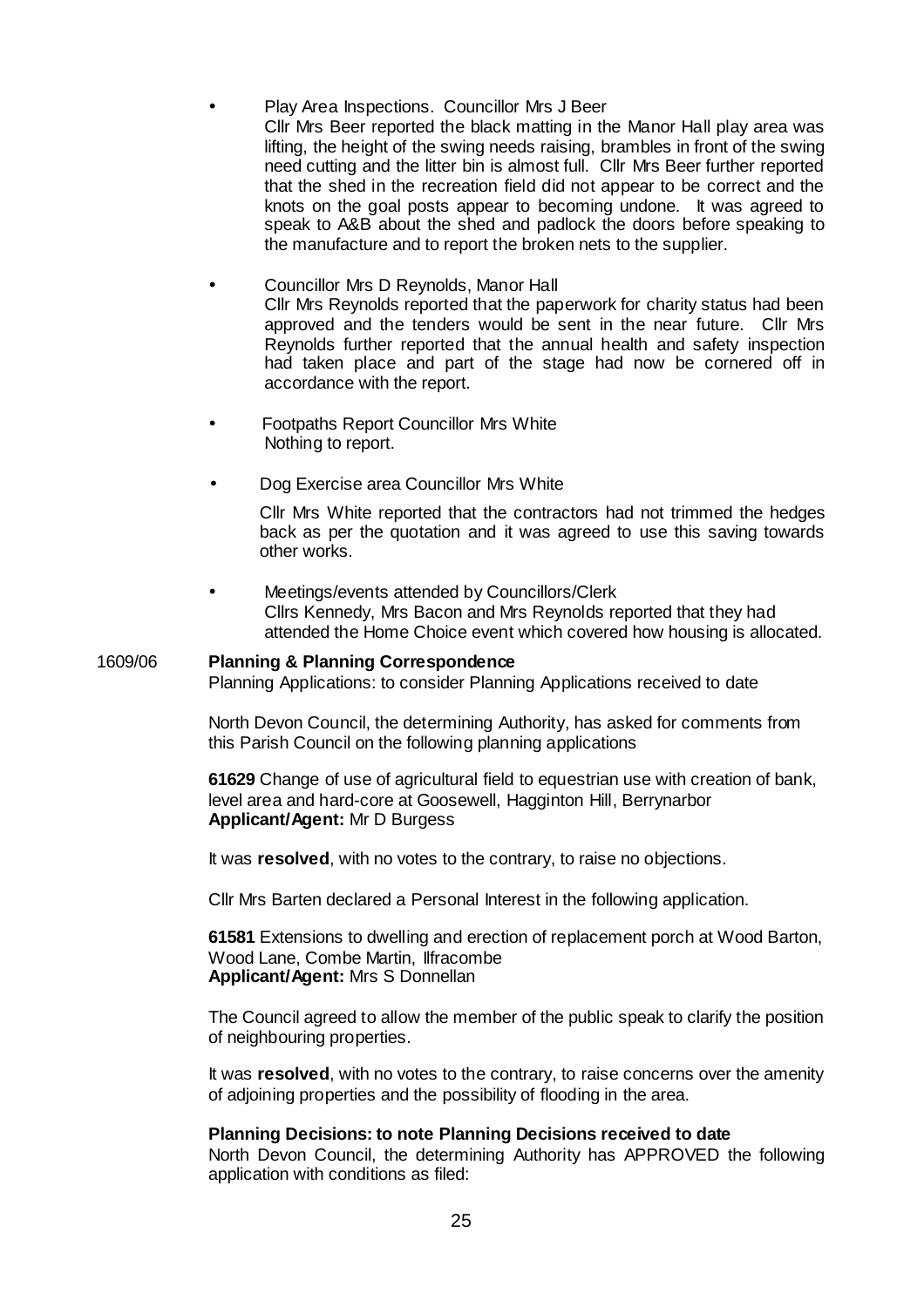- Play Area Inspections. Councillor Mrs J Beer
  Cllr Mrs Beer reported the black matting in the Manor Hall play area was lifting, the height of the swing needs raising, brambles in front of the swing need cutting and the litter bin is almost full. Cllr Mrs Beer further reported that the shed in the recreation field did not appear to be correct and the knots on the goal posts appear to becoming undone. It was agreed to speak to A&B about the shed and padlock the doors before speaking to the manufacture and to report the broken nets to the supplier.

- Councillor Mrs D Reynolds, Manor Hall
  Cllr Mrs Reynolds reported that the paperwork for charity status had been approved and the tenders would be sent in the near future. Cllr Mrs Reynolds further reported that the annual health and safety inspection had taken place and part of the stage had now be cornered off in accordance with the report.

- Footpaths Report Councillor Mrs White
  Nothing to report.

- Dog Exercise area Councillor Mrs White

  Cllr Mrs White reported that the contractors had not trimmed the hedges back as per the quotation and it was agreed to use this saving towards other works.

- Meetings/events attended by Councillors/Clerk
  Cllrs Kennedy, Mrs Bacon and Mrs Reynolds reported that they had attended the Home Choice event which covered how housing is allocated.

1609/06 **Planning & Planning Correspondence**

Planning Applications: to consider Planning Applications received to date

North Devon Council, the determining Authority, has asked for comments from this Parish Council on the following planning applications

**61629** Change of use of agricultural field to equestrian use with creation of bank, level area and hard-core at Goosewell, Hagginton Hill, Berrynarbor
**Applicant/Agent:** Mr D Burgess

It was **resolved**, with no votes to the contrary, to raise no objections.

Cllr Mrs Barten declared a Personal Interest in the following application.

**61581** Extensions to dwelling and erection of replacement porch at Wood Barton, Wood Lane, Combe Martin, Ilfracombe
**Applicant/Agent:** Mrs S Donnellan

The Council agreed to allow the member of the public speak to clarify the position of neighbouring properties.

It was **resolved**, with no votes to the contrary, to raise concerns over the amenity of adjoining properties and the possibility of flooding in the area.

**Planning Decisions: to note Planning Decisions received to date**

North Devon Council, the determining Authority has APPROVED the following application with conditions as filed: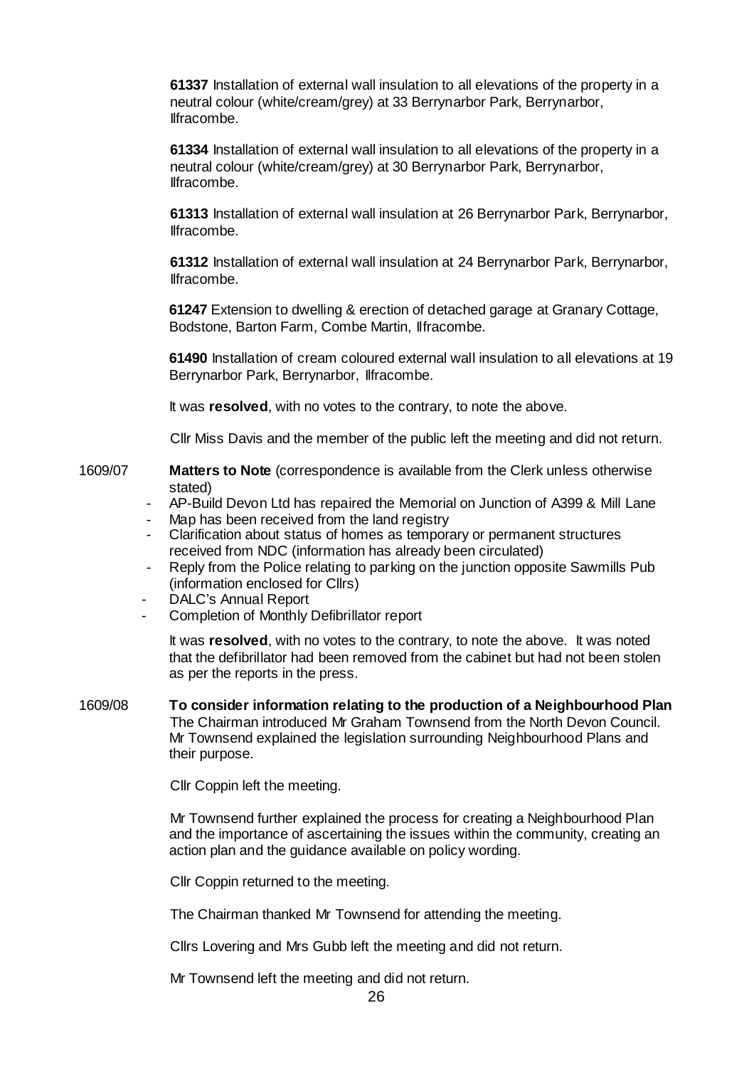**61337** Installation of external wall insulation to all elevations of the property in a neutral colour (white/cream/grey) at 33 Berrynarbor Park, Berrynarbor, Ilfracombe.

**61334** Installation of external wall insulation to all elevations of the property in a neutral colour (white/cream/grey) at 30 Berrynarbor Park, Berrynarbor, Ilfracombe.

**61313** Installation of external wall insulation at 26 Berrynarbor Park, Berrynarbor, Ilfracombe.

**61312** Installation of external wall insulation at 24 Berrynarbor Park, Berrynarbor, Ilfracombe.

**61247** Extension to dwelling & erection of detached garage at Granary Cottage, Bodstone, Barton Farm, Combe Martin, Ilfracombe.

**61490** Installation of cream coloured external wall insulation to all elevations at 19 Berrynarbor Park, Berrynarbor, Ilfracombe.

It was **resolved**, with no votes to the contrary, to note the above.

Cllr Miss Davis and the member of the public left the meeting and did not return.

1609/07 **Matters to Note** (correspondence is available from the Clerk unless otherwise stated)

- AP-Build Devon Ltd has repaired the Memorial on Junction of A399 & Mill Lane
- Map has been received from the land registry
- Clarification about status of homes as temporary or permanent structures received from NDC (information has already been circulated)
- Reply from the Police relating to parking on the junction opposite Sawmills Pub (information enclosed for Cllrs)
- DALC's Annual Report
- Completion of Monthly Defibrillator report

It was **resolved**, with no votes to the contrary, to note the above. It was noted that the defibrillator had been removed from the cabinet but had not been stolen as per the reports in the press.

1609/08 **To consider information relating to the production of a Neighbourhood Plan**
The Chairman introduced Mr Graham Townsend from the North Devon Council. Mr Townsend explained the legislation surrounding Neighbourhood Plans and their purpose.

Cllr Coppin left the meeting.

Mr Townsend further explained the process for creating a Neighbourhood Plan and the importance of ascertaining the issues within the community, creating an action plan and the guidance available on policy wording.

Cllr Coppin returned to the meeting.

The Chairman thanked Mr Townsend for attending the meeting.

Cllrs Lovering and Mrs Gubb left the meeting and did not return.

Mr Townsend left the meeting and did not return.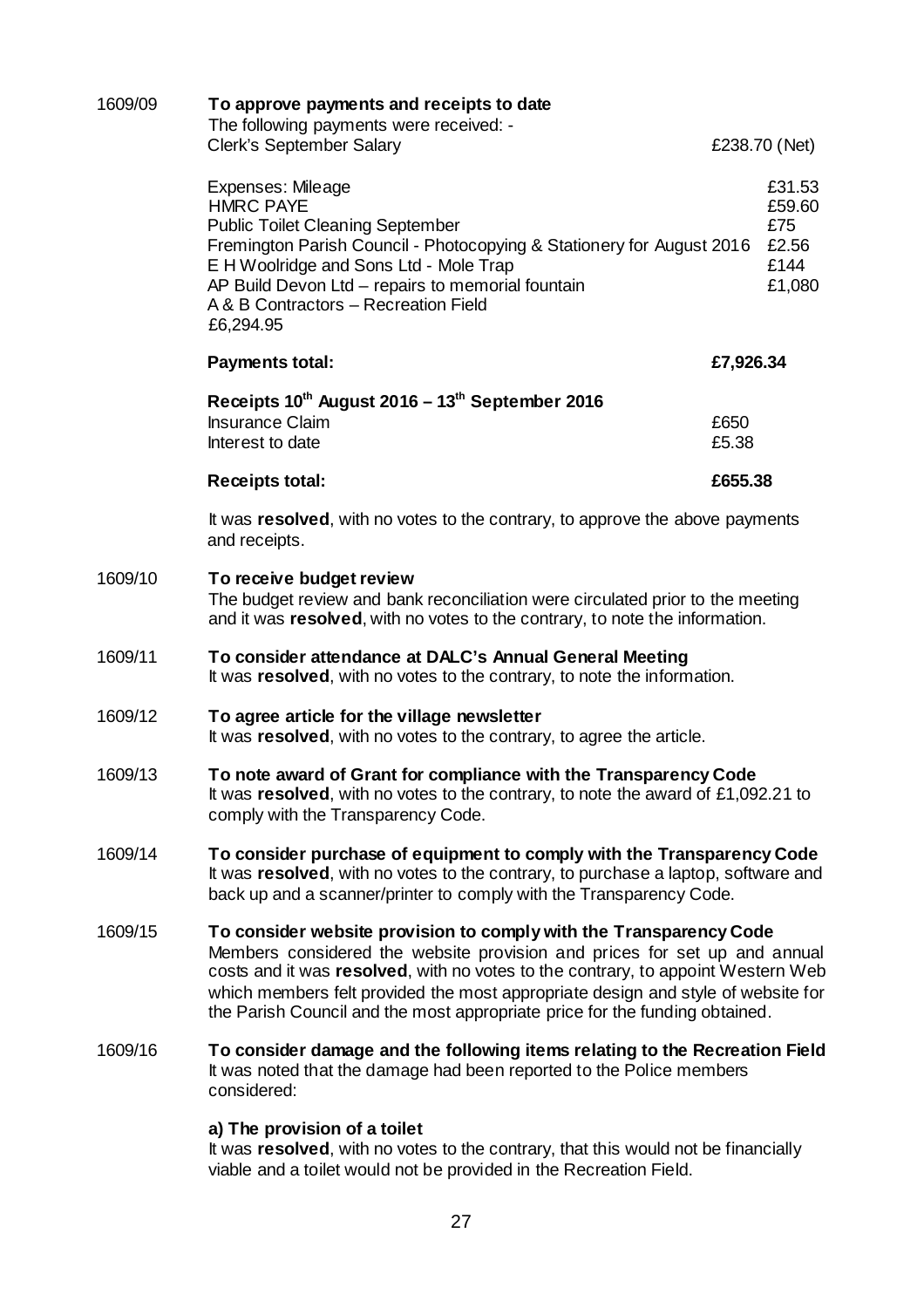**1609/09 To approve payments and receipts to date**

The following payments were received: -

| | |
|---|---|
| Clerk's September Salary | £238.70 (Net) |
| Expenses: Mileage | £31.53 |
| HMRC PAYE | £59.60 |
| Public Toilet Cleaning September | £75 |
| Fremington Parish Council - Photocopying & Stationery for August 2016 | £2.56 |
| E H Woolridge and Sons Ltd - Mole Trap | £144 |
| AP Build Devon Ltd – repairs to memorial fountain | £1,080 |
| A & B Contractors – Recreation Field | |
| £6,294.95 | |
| **Payments total:** | **£7,926.34** |

**Receipts 10th August 2016 – 13th September 2016**

| | |
|---|---|
| Insurance Claim | £650 |
| Interest to date | £5.38 |
| **Receipts total:** | **£655.38** |

It was **resolved**, with no votes to the contrary, to approve the above payments and receipts.

**1609/10 To receive budget review**

The budget review and bank reconciliation were circulated prior to the meeting and it was **resolved**, with no votes to the contrary, to note the information.

**1609/11 To consider attendance at DALC's Annual General Meeting**

It was **resolved**, with no votes to the contrary, to note the information.

**1609/12 To agree article for the village newsletter**

It was **resolved**, with no votes to the contrary, to agree the article.

**1609/13 To note award of Grant for compliance with the Transparency Code**

It was **resolved**, with no votes to the contrary, to note the award of £1,092.21 to comply with the Transparency Code.

**1609/14 To consider purchase of equipment to comply with the Transparency Code**

It was **resolved**, with no votes to the contrary, to purchase a laptop, software and back up and a scanner/printer to comply with the Transparency Code.

**1609/15 To consider website provision to comply with the Transparency Code**

Members considered the website provision and prices for set up and annual costs and it was **resolved**, with no votes to the contrary, to appoint Western Web which members felt provided the most appropriate design and style of website for the Parish Council and the most appropriate price for the funding obtained.

**1609/16 To consider damage and the following items relating to the Recreation Field**

It was noted that the damage had been reported to the Police members considered:

**a) The provision of a toilet**

It was **resolved**, with no votes to the contrary, that this would not be financially viable and a toilet would not be provided in the Recreation Field.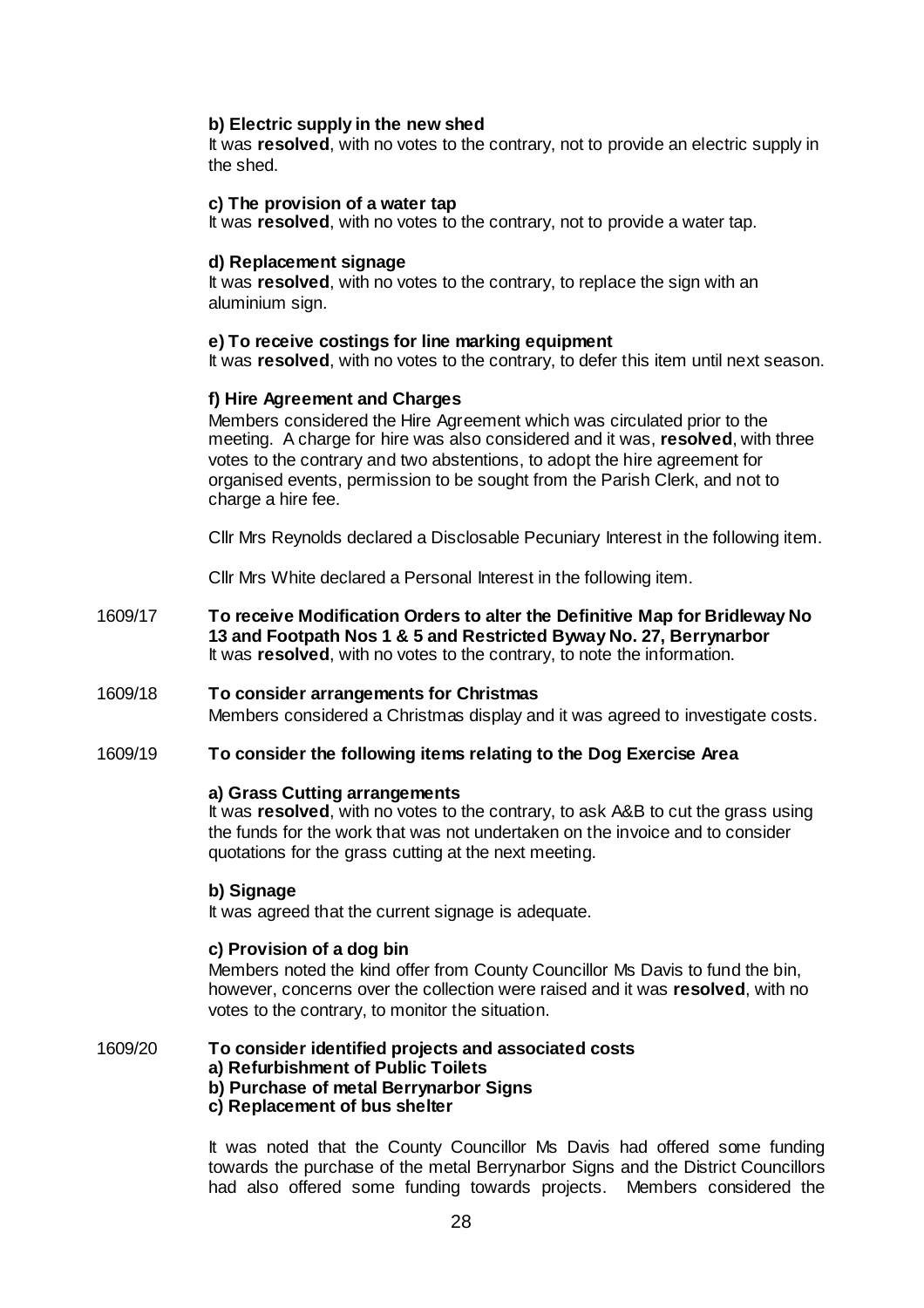**b) Electric supply in the new shed**

It was **resolved**, with no votes to the contrary, not to provide an electric supply in the shed.

**c) The provision of a water tap**

It was **resolved**, with no votes to the contrary, not to provide a water tap.

**d) Replacement signage**

It was **resolved**, with no votes to the contrary, to replace the sign with an aluminium sign.

**e) To receive costings for line marking equipment**

It was **resolved**, with no votes to the contrary, to defer this item until next season.

**f) Hire Agreement and Charges**

Members considered the Hire Agreement which was circulated prior to the meeting. A charge for hire was also considered and it was, **resolved**, with three votes to the contrary and two abstentions, to adopt the hire agreement for organised events, permission to be sought from the Parish Clerk, and not to charge a hire fee.

Cllr Mrs Reynolds declared a Disclosable Pecuniary Interest in the following item.

Cllr Mrs White declared a Personal Interest in the following item.

1609/17 **To receive Modification Orders to alter the Definitive Map for Bridleway No 13 and Footpath Nos 1 & 5 and Restricted Byway No. 27, Berrynarbor**

It was **resolved**, with no votes to the contrary, to note the information.

1609/18 **To consider arrangements for Christmas**

Members considered a Christmas display and it was agreed to investigate costs.

1609/19 **To consider the following items relating to the Dog Exercise Area**

**a) Grass Cutting arrangements**

It was **resolved**, with no votes to the contrary, to ask A&B to cut the grass using the funds for the work that was not undertaken on the invoice and to consider quotations for the grass cutting at the next meeting.

**b) Signage**

It was agreed that the current signage is adequate.

**c) Provision of a dog bin**

Members noted the kind offer from County Councillor Ms Davis to fund the bin, however, concerns over the collection were raised and it was **resolved**, with no votes to the contrary, to monitor the situation.

1609/20 **To consider identified projects and associated costs**
**a) Refurbishment of Public Toilets**
**b) Purchase of metal Berrynarbor Signs**
**c) Replacement of bus shelter**

It was noted that the County Councillor Ms Davis had offered some funding towards the purchase of the metal Berrynarbor Signs and the District Councillors had also offered some funding towards projects. Members considered the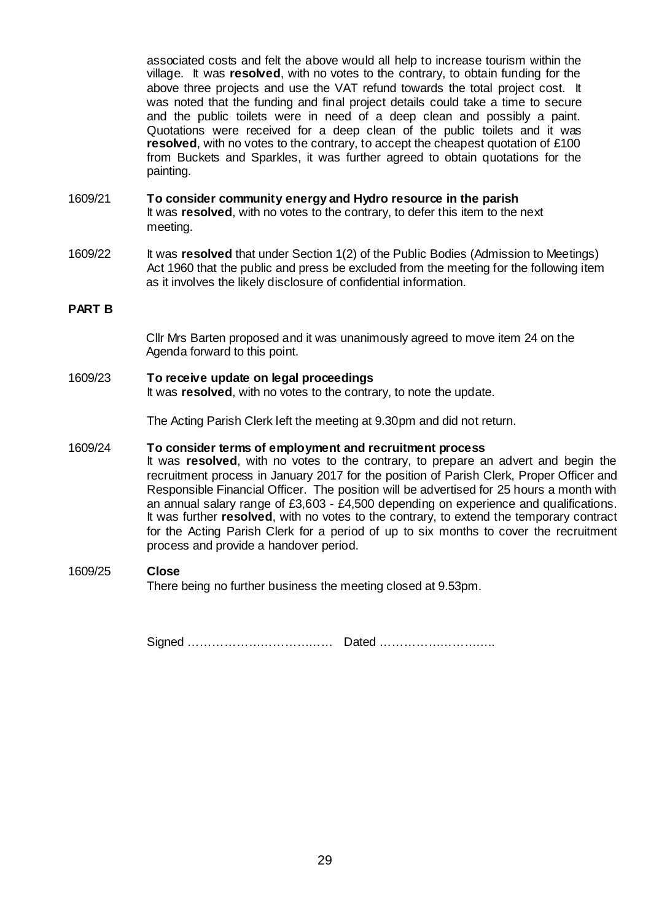associated costs and felt the above would all help to increase tourism within the village. It was **resolved**, with no votes to the contrary, to obtain funding for the above three projects and use the VAT refund towards the total project cost. It was noted that the funding and final project details could take a time to secure and the public toilets were in need of a deep clean and possibly a paint. Quotations were received for a deep clean of the public toilets and it was **resolved**, with no votes to the contrary, to accept the cheapest quotation of £100 from Buckets and Sparkles, it was further agreed to obtain quotations for the painting.

1609/21 **To consider community energy and Hydro resource in the parish**
It was **resolved**, with no votes to the contrary, to defer this item to the next meeting.

1609/22 It was **resolved** that under Section 1(2) of the Public Bodies (Admission to Meetings) Act 1960 that the public and press be excluded from the meeting for the following item as it involves the likely disclosure of confidential information.

**PART B**

Cllr Mrs Barten proposed and it was unanimously agreed to move item 24 on the Agenda forward to this point.

1609/23 **To receive update on legal proceedings**
It was **resolved**, with no votes to the contrary, to note the update.

The Acting Parish Clerk left the meeting at 9.30pm and did not return.

1609/24 **To consider terms of employment and recruitment process**
It was **resolved**, with no votes to the contrary, to prepare an advert and begin the recruitment process in January 2017 for the position of Parish Clerk, Proper Officer and Responsible Financial Officer. The position will be advertised for 25 hours a month with an annual salary range of £3,603 - £4,500 depending on experience and qualifications. It was further **resolved**, with no votes to the contrary, to extend the temporary contract for the Acting Parish Clerk for a period of up to six months to cover the recruitment process and provide a handover period.

1609/25 **Close**
There being no further business the meeting closed at 9.53pm.

Signed ……………………………… Dated ……………………….